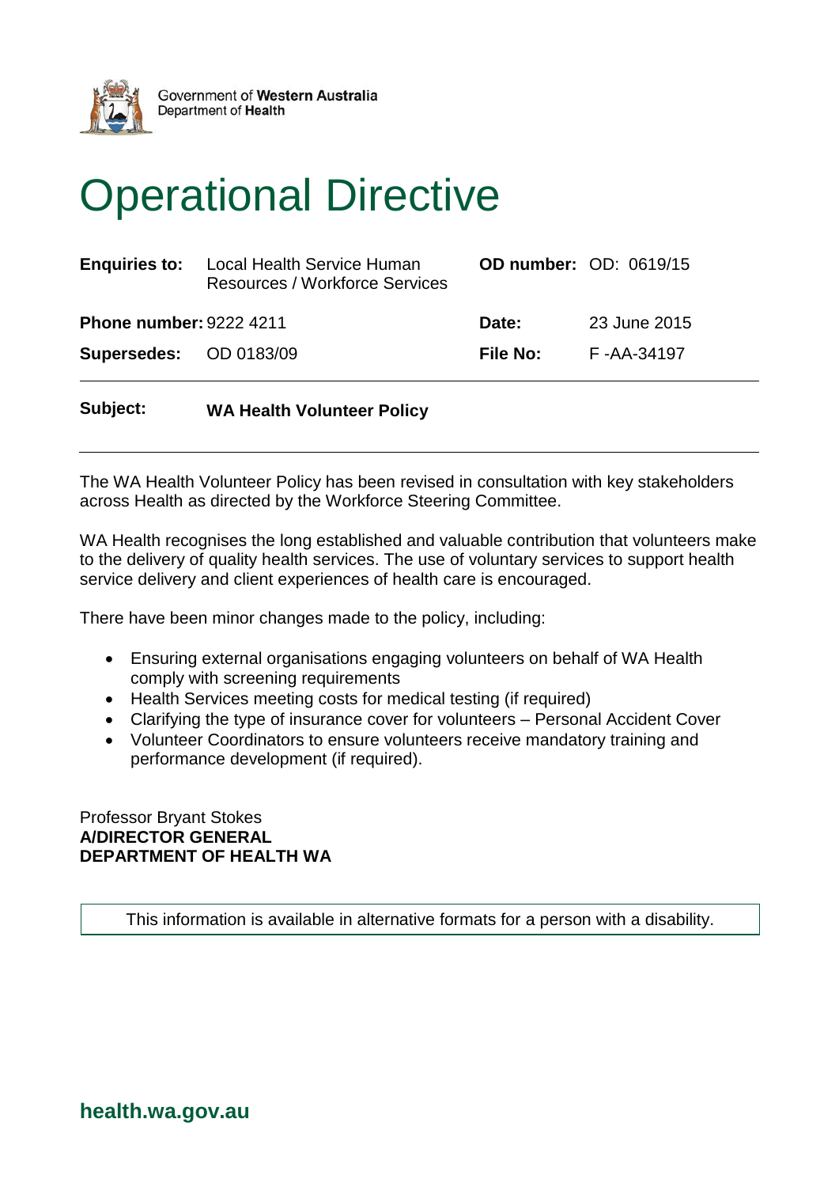Government of **Western Australia**
Department of **Health**

# Operational Directive

| | | | |
|---|---|---|---|
| **Enquiries to:** | Local Health Service Human Resources / Workforce Services | **OD number:** | OD: 0619/15 |
| **Phone number:** | 9222 4211 | **Date:** | 23 June 2015 |
| **Supersedes:** | OD 0183/09 | **File No:** | F -AA-34197 |

**Subject:** **WA Health Volunteer Policy**

The WA Health Volunteer Policy has been revised in consultation with key stakeholders across Health as directed by the Workforce Steering Committee.

WA Health recognises the long established and valuable contribution that volunteers make to the delivery of quality health services. The use of voluntary services to support health service delivery and client experiences of health care is encouraged.

There have been minor changes made to the policy, including:

- Ensuring external organisations engaging volunteers on behalf of WA Health comply with screening requirements
- Health Services meeting costs for medical testing (if required)
- Clarifying the type of insurance cover for volunteers – Personal Accident Cover
- Volunteer Coordinators to ensure volunteers receive mandatory training and performance development (if required).

Professor Bryant Stokes
**A/DIRECTOR GENERAL**
**DEPARTMENT OF HEALTH WA**

This information is available in alternative formats for a person with a disability.

**health.wa.gov.au**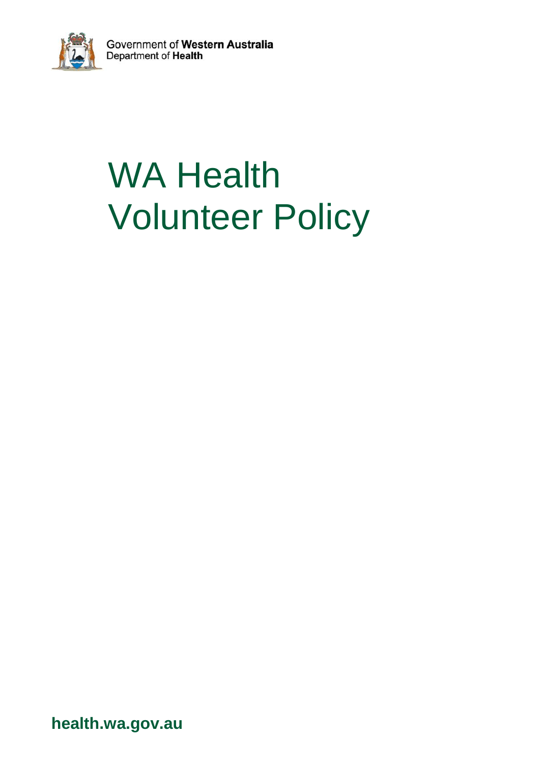Government of **Western Australia**
Department of **Health**

# WA Health Volunteer Policy

**health.wa.gov.au**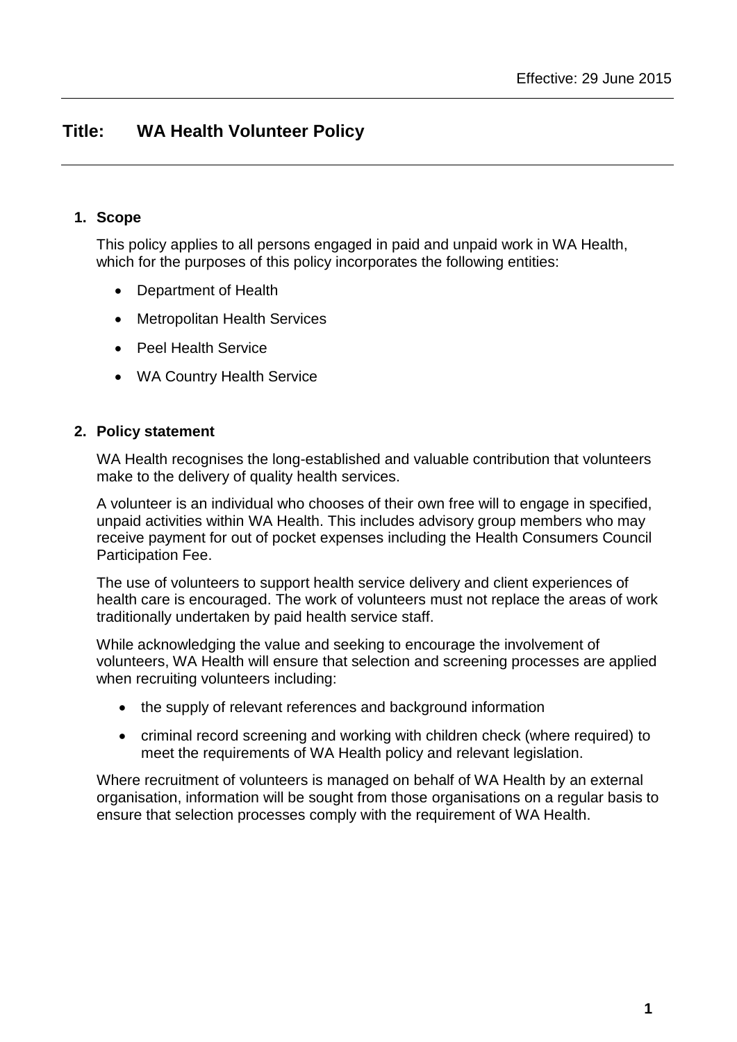Effective: 29 June 2015

# Title: WA Health Volunteer Policy

## 1. Scope

This policy applies to all persons engaged in paid and unpaid work in WA Health, which for the purposes of this policy incorporates the following entities:

- Department of Health
- Metropolitan Health Services
- Peel Health Service
- WA Country Health Service

## 2. Policy statement

WA Health recognises the long-established and valuable contribution that volunteers make to the delivery of quality health services.

A volunteer is an individual who chooses of their own free will to engage in specified, unpaid activities within WA Health. This includes advisory group members who may receive payment for out of pocket expenses including the Health Consumers Council Participation Fee.

The use of volunteers to support health service delivery and client experiences of health care is encouraged. The work of volunteers must not replace the areas of work traditionally undertaken by paid health service staff.

While acknowledging the value and seeking to encourage the involvement of volunteers, WA Health will ensure that selection and screening processes are applied when recruiting volunteers including:

- the supply of relevant references and background information
- criminal record screening and working with children check (where required) to meet the requirements of WA Health policy and relevant legislation.

Where recruitment of volunteers is managed on behalf of WA Health by an external organisation, information will be sought from those organisations on a regular basis to ensure that selection processes comply with the requirement of WA Health.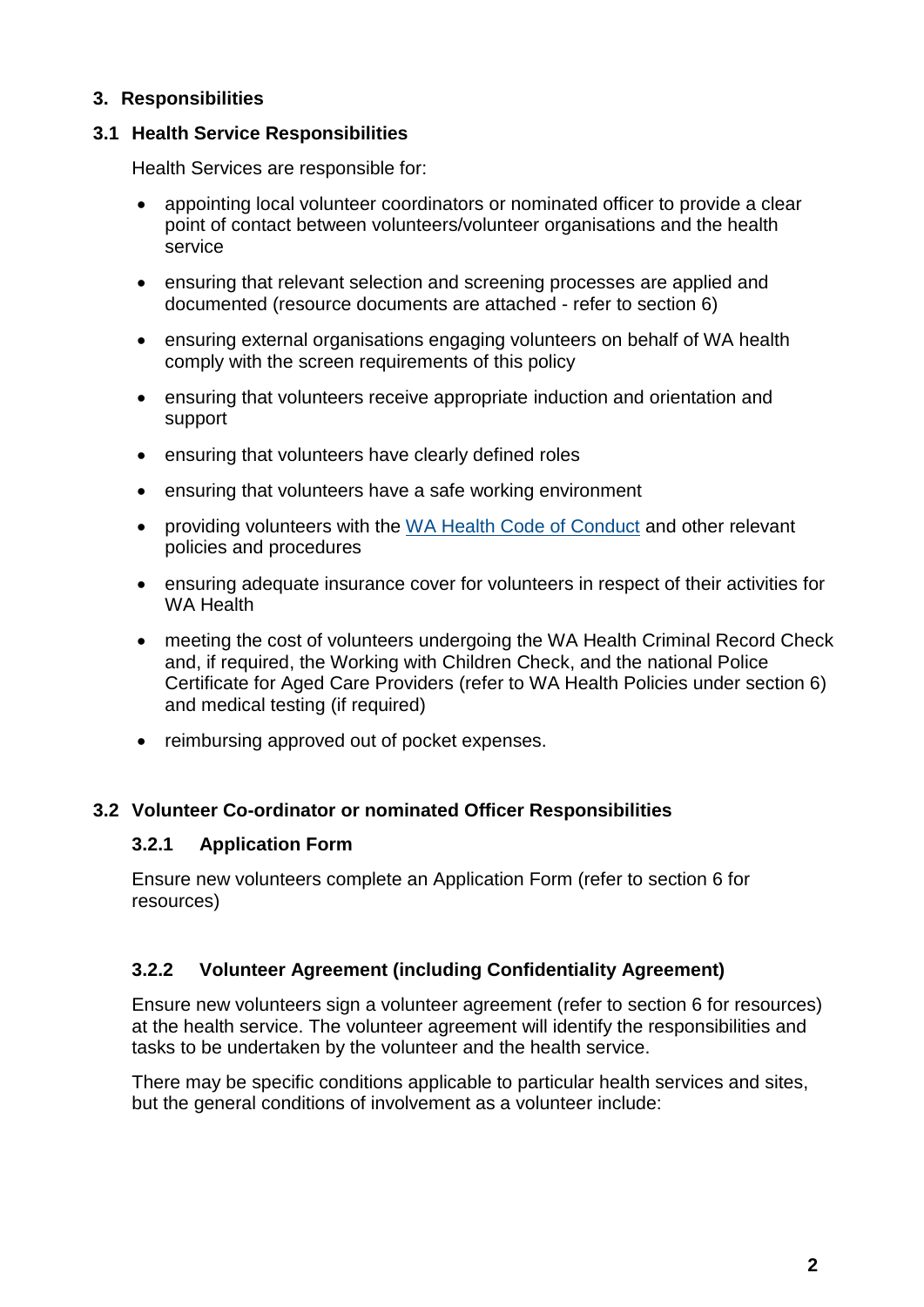## 3. Responsibilities

### 3.1 Health Service Responsibilities

Health Services are responsible for:

- appointing local volunteer coordinators or nominated officer to provide a clear point of contact between volunteers/volunteer organisations and the health service
- ensuring that relevant selection and screening processes are applied and documented (resource documents are attached - refer to section 6)
- ensuring external organisations engaging volunteers on behalf of WA health comply with the screen requirements of this policy
- ensuring that volunteers receive appropriate induction and orientation and support
- ensuring that volunteers have clearly defined roles
- ensuring that volunteers have a safe working environment
- providing volunteers with the WA Health Code of Conduct and other relevant policies and procedures
- ensuring adequate insurance cover for volunteers in respect of their activities for WA Health
- meeting the cost of volunteers undergoing the WA Health Criminal Record Check and, if required, the Working with Children Check, and the national Police Certificate for Aged Care Providers (refer to WA Health Policies under section 6) and medical testing (if required)
- reimbursing approved out of pocket expenses.

### 3.2 Volunteer Co-ordinator or nominated Officer Responsibilities

#### 3.2.1 Application Form

Ensure new volunteers complete an Application Form (refer to section 6 for resources)

#### 3.2.2 Volunteer Agreement (including Confidentiality Agreement)

Ensure new volunteers sign a volunteer agreement (refer to section 6 for resources) at the health service. The volunteer agreement will identify the responsibilities and tasks to be undertaken by the volunteer and the health service.

There may be specific conditions applicable to particular health services and sites, but the general conditions of involvement as a volunteer include: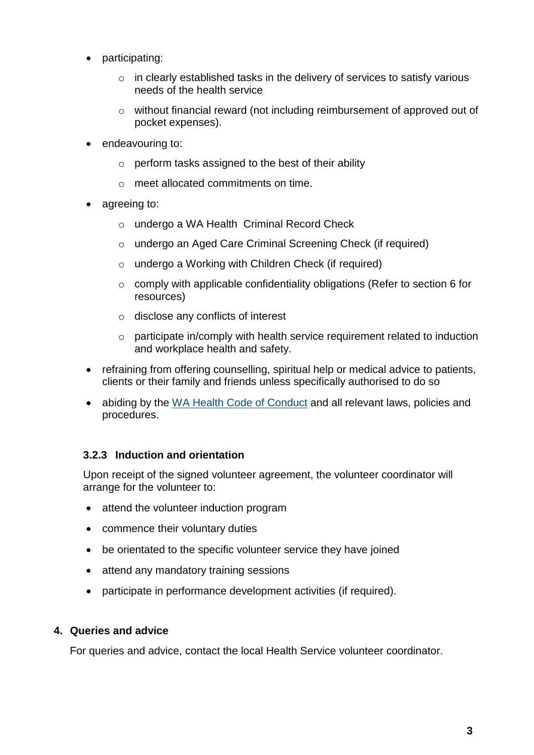- participating:
  - in clearly established tasks in the delivery of services to satisfy various needs of the health service
  - without financial reward (not including reimbursement of approved out of pocket expenses).
- endeavouring to:
  - perform tasks assigned to the best of their ability
  - meet allocated commitments on time.
- agreeing to:
  - undergo a WA Health Criminal Record Check
  - undergo an Aged Care Criminal Screening Check (if required)
  - undergo a Working with Children Check (if required)
  - comply with applicable confidentiality obligations (Refer to section 6 for resources)
  - disclose any conflicts of interest
  - participate in/comply with health service requirement related to induction and workplace health and safety.
- refraining from offering counselling, spiritual help or medical advice to patients, clients or their family and friends unless specifically authorised to do so
- abiding by the WA Health Code of Conduct and all relevant laws, policies and procedures.

#### 3.2.3 Induction and orientation

Upon receipt of the signed volunteer agreement, the volunteer coordinator will arrange for the volunteer to:

- attend the volunteer induction program
- commence their voluntary duties
- be orientated to the specific volunteer service they have joined
- attend any mandatory training sessions
- participate in performance development activities (if required).

## 4. Queries and advice

For queries and advice, contact the local Health Service volunteer coordinator.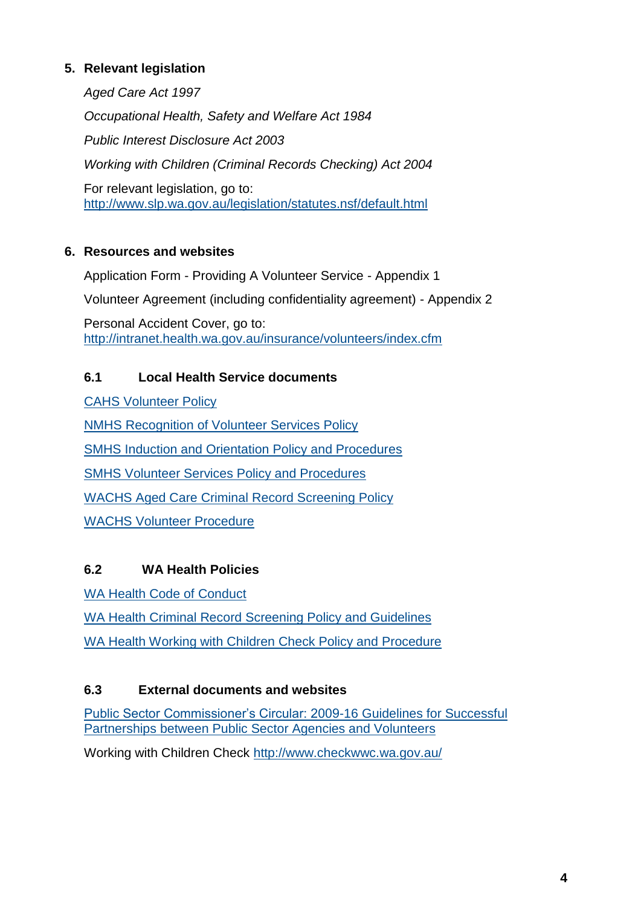## 5. Relevant legislation

*Aged Care Act 1997*

*Occupational Health, Safety and Welfare Act 1984*

*Public Interest Disclosure Act 2003*

*Working with Children (Criminal Records Checking) Act 2004*

For relevant legislation, go to:
http://www.slp.wa.gov.au/legislation/statutes.nsf/default.html

## 6. Resources and websites

Application Form - Providing A Volunteer Service - Appendix 1

Volunteer Agreement (including confidentiality agreement) - Appendix 2

Personal Accident Cover, go to:
http://intranet.health.wa.gov.au/insurance/volunteers/index.cfm

### 6.1 Local Health Service documents

CAHS Volunteer Policy

NMHS Recognition of Volunteer Services Policy

SMHS Induction and Orientation Policy and Procedures

SMHS Volunteer Services Policy and Procedures

WACHS Aged Care Criminal Record Screening Policy

WACHS Volunteer Procedure

### 6.2 WA Health Policies

WA Health Code of Conduct

WA Health Criminal Record Screening Policy and Guidelines

WA Health Working with Children Check Policy and Procedure

### 6.3 External documents and websites

Public Sector Commissioner's Circular: 2009-16 Guidelines for Successful Partnerships between Public Sector Agencies and Volunteers

Working with Children Check http://www.checkwwc.wa.gov.au/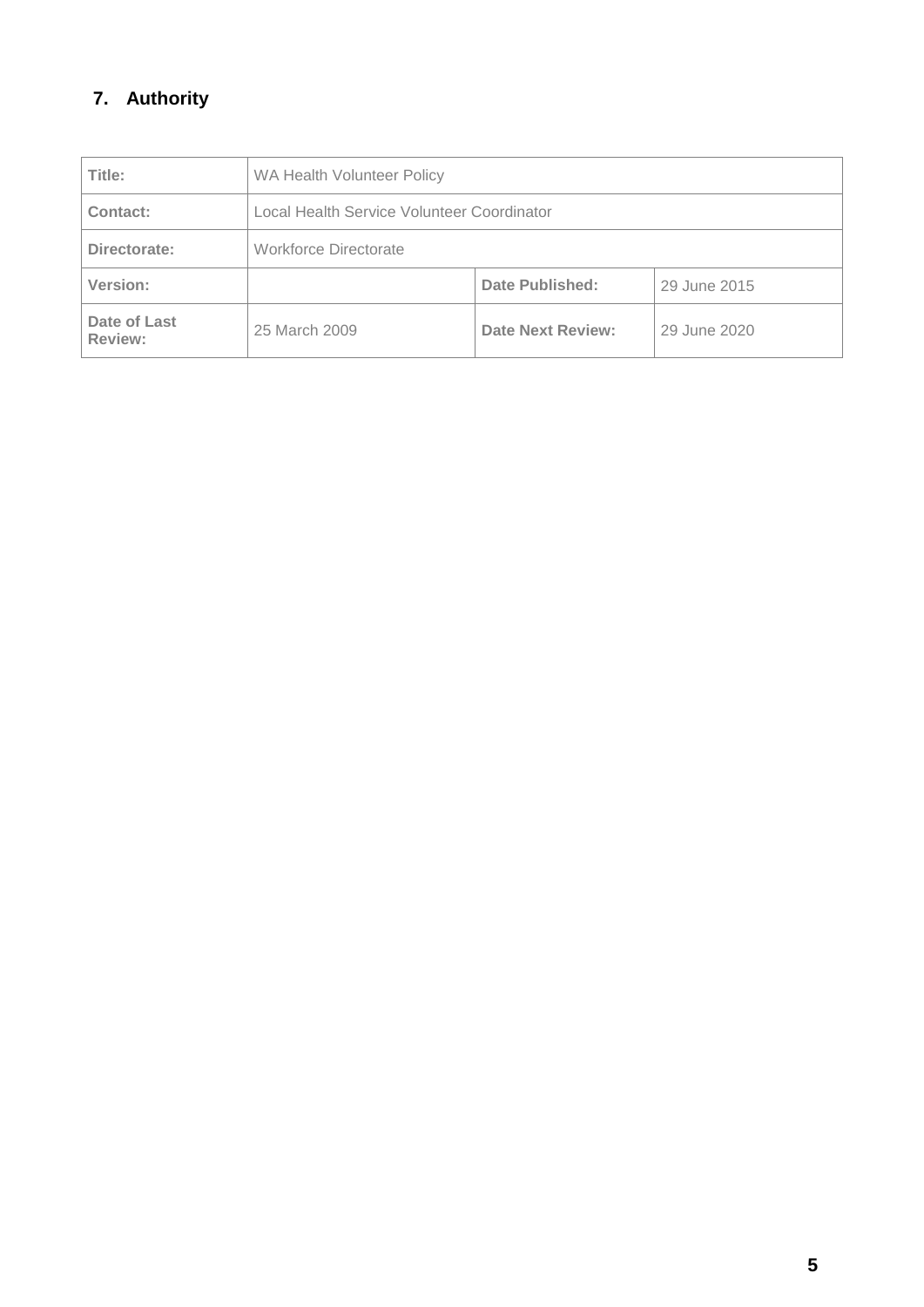## 7. Authority

| Title: | WA Health Volunteer Policy | | |
|---|---|---|---|
| Contact: | Local Health Service Volunteer Coordinator | | |
| Directorate: | Workforce Directorate | | |
| Version: | | Date Published: | 29 June 2015 |
| Date of Last Review: | 25 March 2009 | Date Next Review: | 29 June 2020 |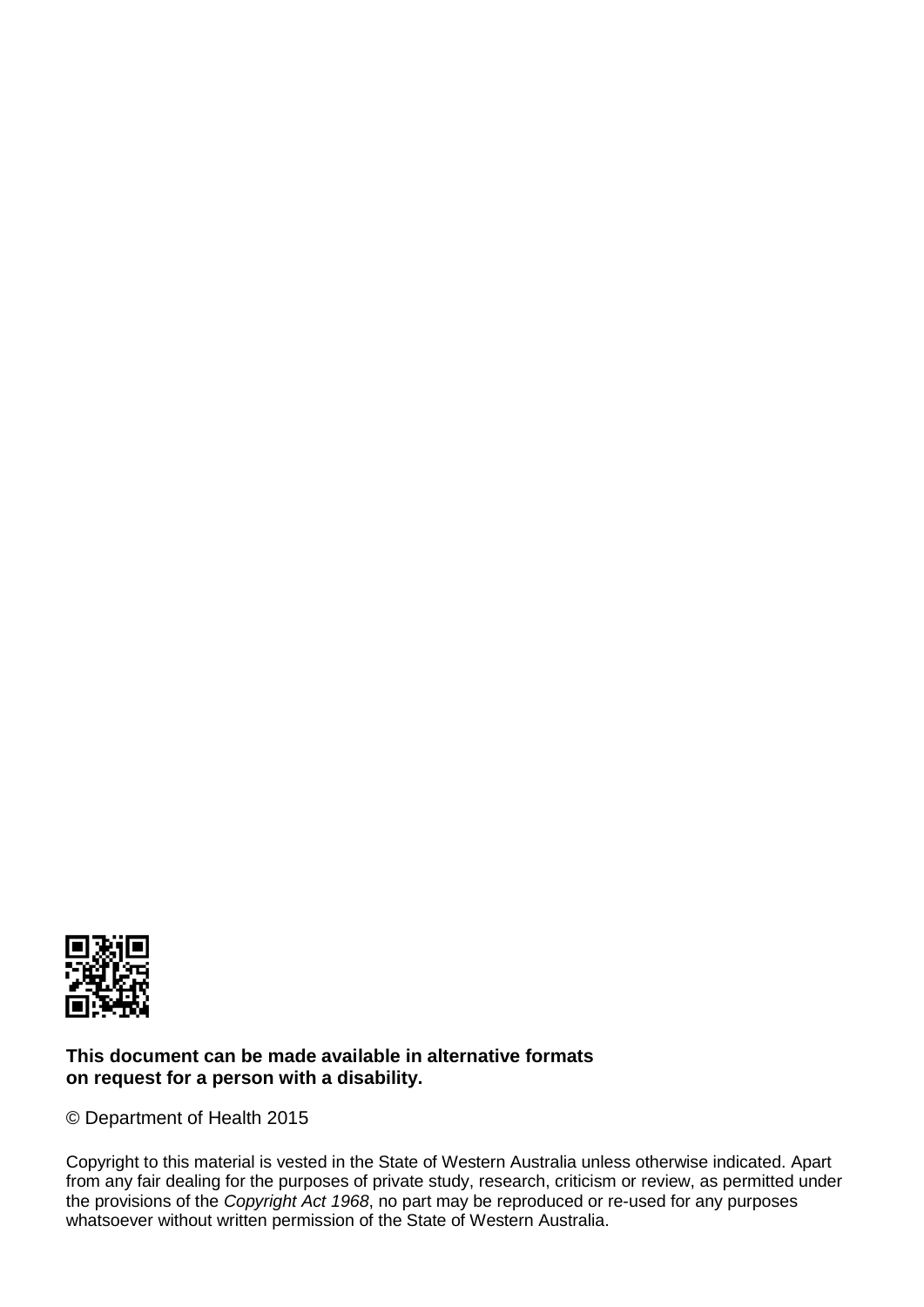**This document can be made available in alternative formats on request for a person with a disability.**

© Department of Health 2015

Copyright to this material is vested in the State of Western Australia unless otherwise indicated. Apart from any fair dealing for the purposes of private study, research, criticism or review, as permitted under the provisions of the *Copyright Act 1968*, no part may be reproduced or re-used for any purposes whatsoever without written permission of the State of Western Australia.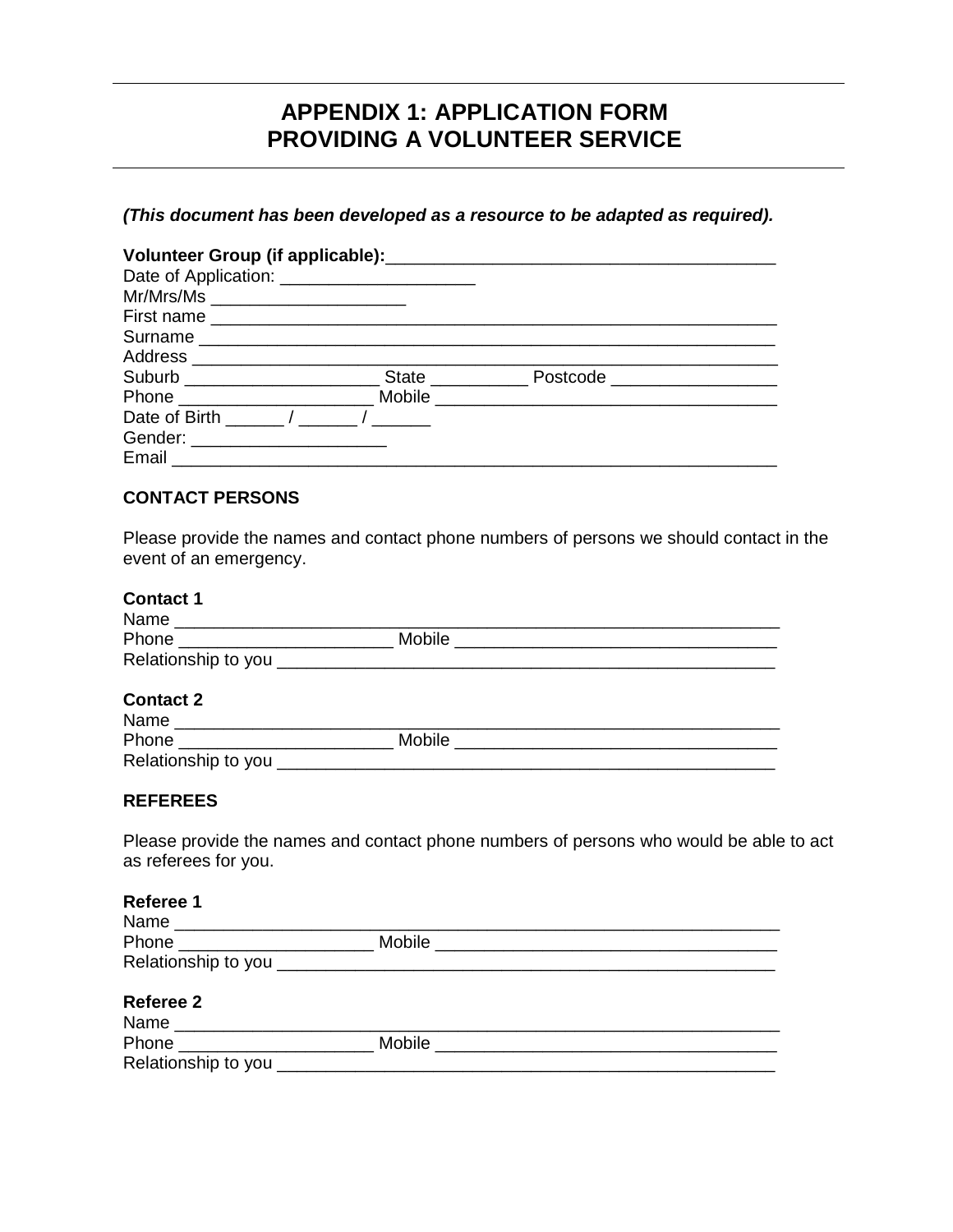# APPENDIX 1: APPLICATION FORM
# PROVIDING A VOLUNTEER SERVICE

***(This document has been developed as a resource to be adapted as required).***

**Volunteer Group (if applicable):**________________________________________
Date of Application: ____________________
Mr/Mrs/Ms ____________________
First name ____________________________________________________________
Surname ______________________________________________________________
Address _______________________________________________________________
Suburb ____________________ State __________ Postcode _________________
Phone ____________________ Mobile ____________________________________
Date of Birth ______ / ______ / ______
Gender: ____________________
Email _________________________________________________________________

**CONTACT PERSONS**

Please provide the names and contact phone numbers of persons we should contact in the event of an emergency.

**Contact 1**
Name __________________________________________________________________
Phone ______________________ Mobile ________________________________
Relationship to you ____________________________________________________

**Contact 2**
Name __________________________________________________________________
Phone ______________________ Mobile ________________________________
Relationship to you ____________________________________________________

**REFEREES**

Please provide the names and contact phone numbers of persons who would be able to act as referees for you.

**Referee 1**
Name __________________________________________________________________
Phone ____________________ Mobile __________________________________
Relationship to you ____________________________________________________

**Referee 2**
Name __________________________________________________________________
Phone ____________________ Mobile __________________________________
Relationship to you ____________________________________________________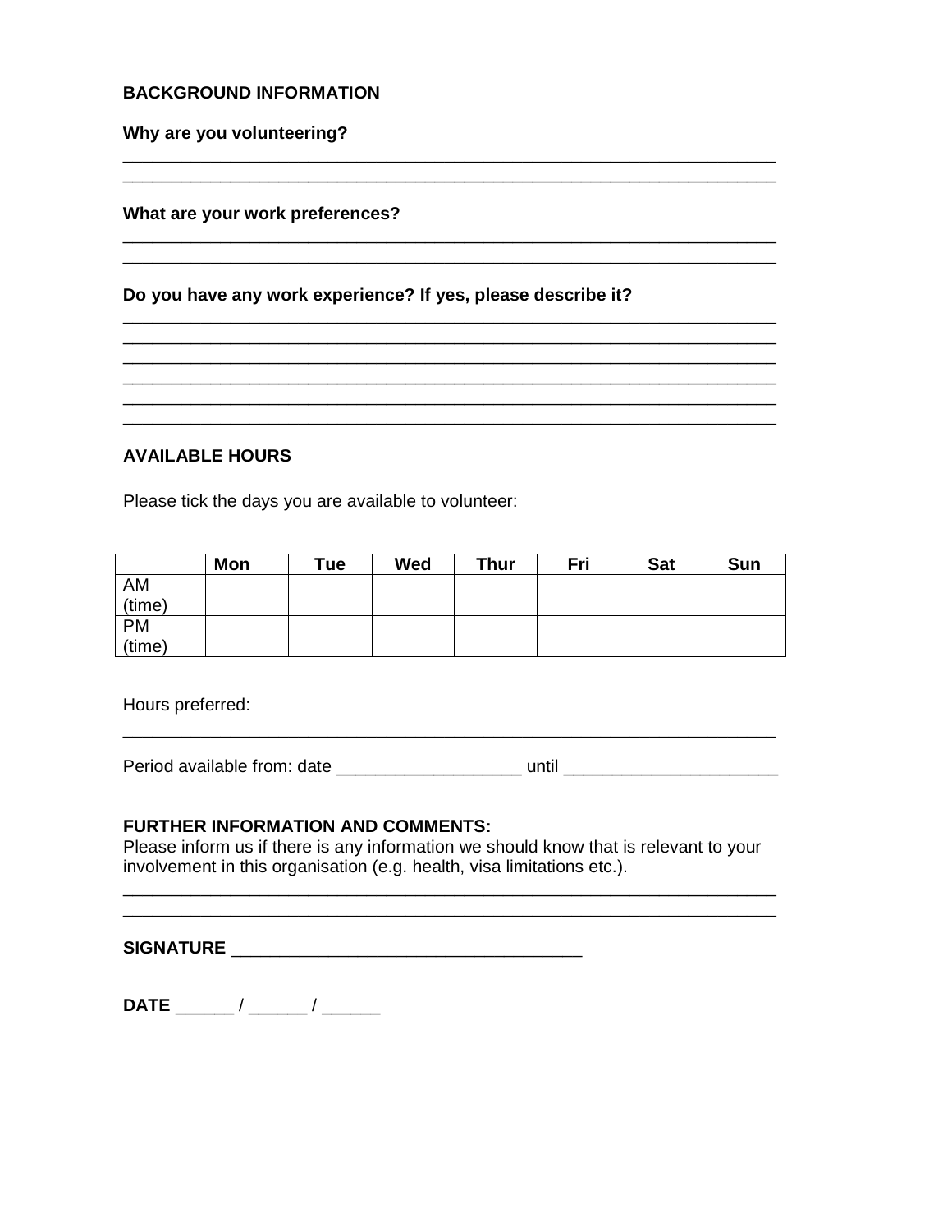**BACKGROUND INFORMATION**

**Why are you volunteering?**

______________________________________________________________________
______________________________________________________________________

**What are your work preferences?**

______________________________________________________________________
______________________________________________________________________

**Do you have any work experience? If yes, please describe it?**

______________________________________________________________________
______________________________________________________________________
______________________________________________________________________
______________________________________________________________________
______________________________________________________________________
______________________________________________________________________

**AVAILABLE HOURS**

Please tick the days you are available to volunteer:

| | Mon | Tue | Wed | Thur | Fri | Sat | Sun |
|---|---|---|---|---|---|---|---|
| AM (time) | | | | | | | |
| PM (time) | | | | | | | |

Hours preferred:

______________________________________________________________________

Period available from: date ___________________ until ______________________

**FURTHER INFORMATION AND COMMENTS:**
Please inform us if there is any information we should know that is relevant to your involvement in this organisation (e.g. health, visa limitations etc.).

______________________________________________________________________
______________________________________________________________________

**SIGNATURE** ____________________________________

**DATE** ______ / ______ / ______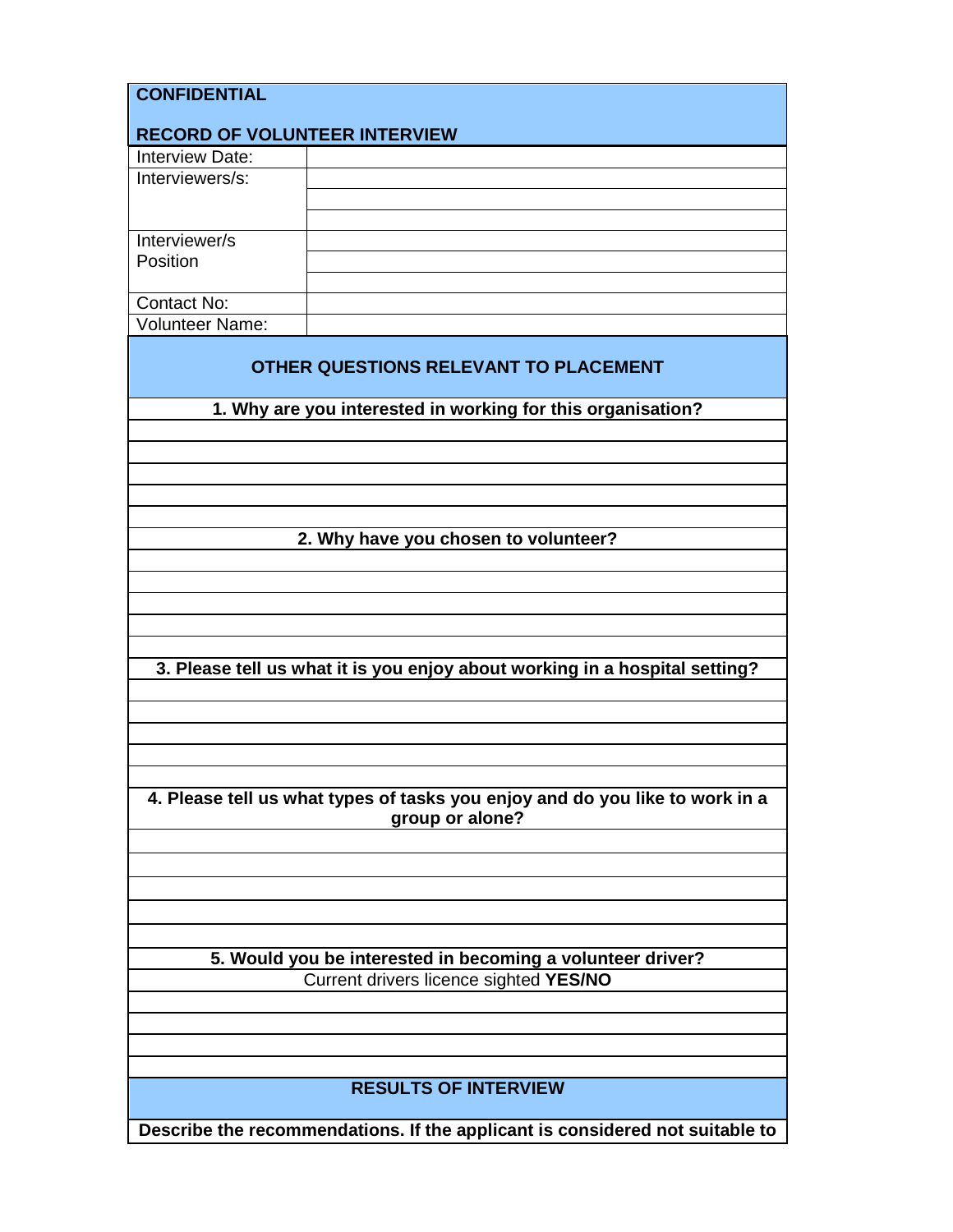**CONFIDENTIAL**

**RECORD OF VOLUNTEER INTERVIEW**

| | |
|---|---|
| Interview Date: | |
| Interviewers/s: | |
| | |
| | |
| Interviewer/s Position | |
| | |
| | |
| Contact No: | |
| Volunteer Name: | |

**OTHER QUESTIONS RELEVANT TO PLACEMENT**

**1. Why are you interested in working for this organisation?**

**2. Why have you chosen to volunteer?**

**3. Please tell us what it is you enjoy about working in a hospital setting?**

**4. Please tell us what types of tasks you enjoy and do you like to work in a group or alone?**

**5. Would you be interested in becoming a volunteer driver?**

Current drivers licence sighted **YES/NO**

**RESULTS OF INTERVIEW**

**Describe the recommendations. If the applicant is considered not suitable to**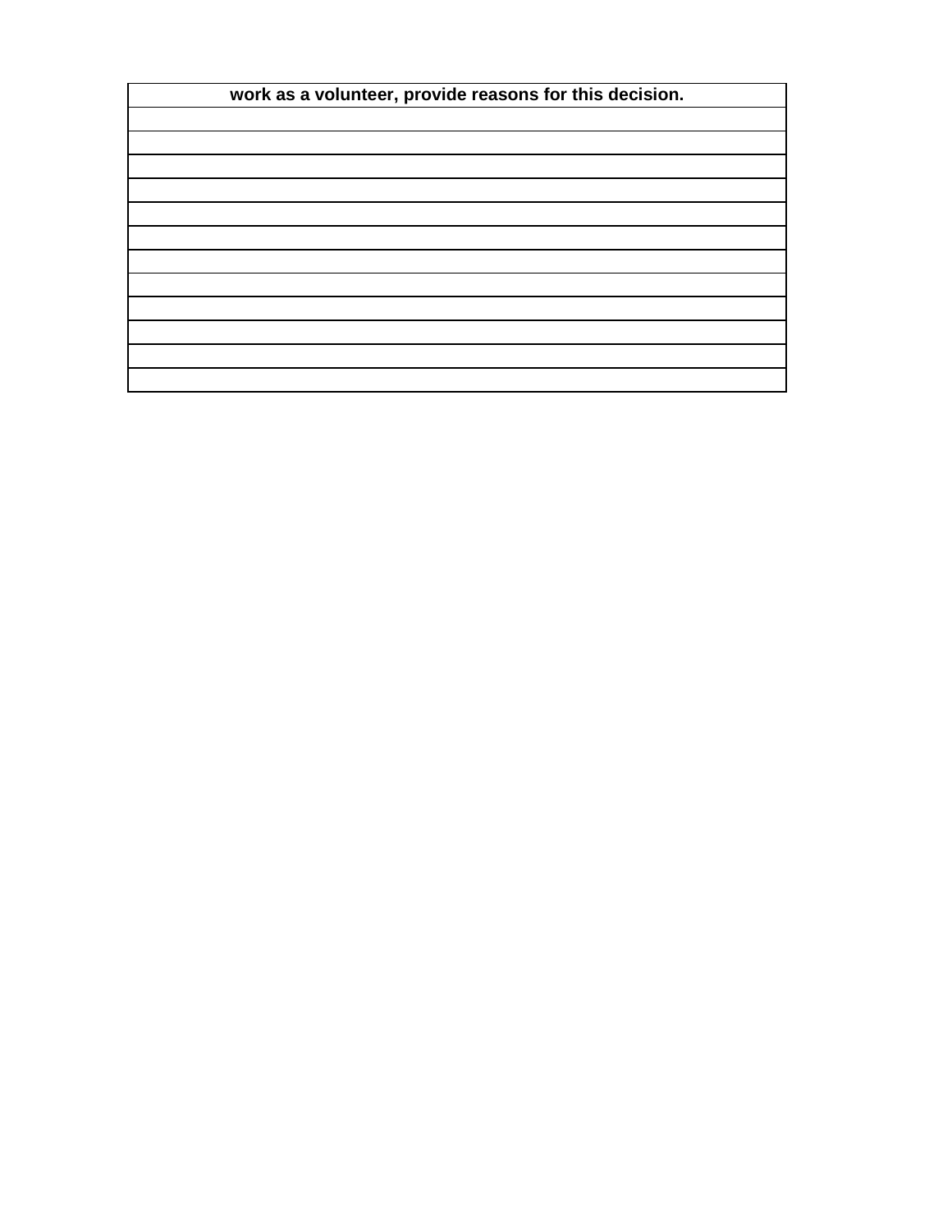| work as a volunteer, provide reasons for this decision. |
|---|
| |
| |
| |
| |
| |
| |
| |
| |
| |
| |
| |
| |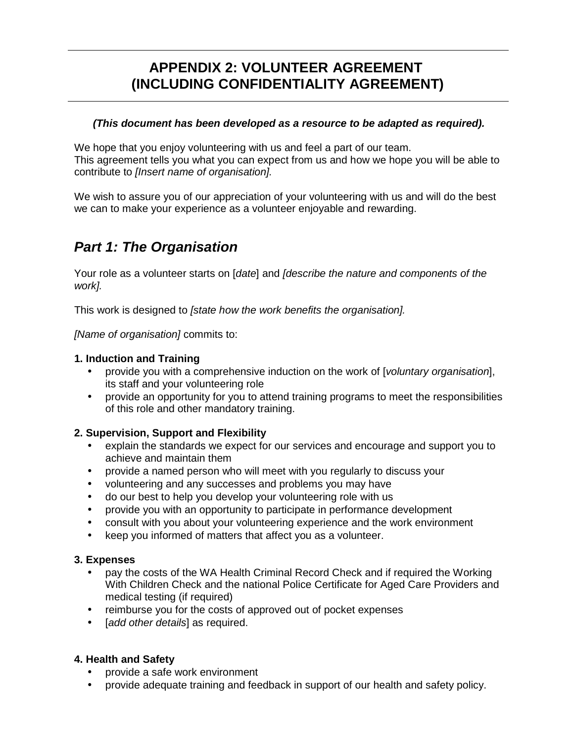# APPENDIX 2: VOLUNTEER AGREEMENT (INCLUDING CONFIDENTIALITY AGREEMENT)

***(This document has been developed as a resource to be adapted as required).***

We hope that you enjoy volunteering with us and feel a part of our team.
This agreement tells you what you can expect from us and how we hope you will be able to contribute to *[Insert name of organisation].*

We wish to assure you of our appreciation of your volunteering with us and will do the best we can to make your experience as a volunteer enjoyable and rewarding.

## *Part 1: The Organisation*

Your role as a volunteer starts on [*date*] and *[describe the nature and components of the work].*

This work is designed to *[state how the work benefits the organisation].*

*[Name of organisation]* commits to:

**1. Induction and Training**

- provide you with a comprehensive induction on the work of [*voluntary organisation*], its staff and your volunteering role
- provide an opportunity for you to attend training programs to meet the responsibilities of this role and other mandatory training.

**2. Supervision, Support and Flexibility**

- explain the standards we expect for our services and encourage and support you to achieve and maintain them
- provide a named person who will meet with you regularly to discuss your
- volunteering and any successes and problems you may have
- do our best to help you develop your volunteering role with us
- provide you with an opportunity to participate in performance development
- consult with you about your volunteering experience and the work environment
- keep you informed of matters that affect you as a volunteer.

**3. Expenses**

- pay the costs of the WA Health Criminal Record Check and if required the Working With Children Check and the national Police Certificate for Aged Care Providers and medical testing (if required)
- reimburse you for the costs of approved out of pocket expenses
- [*add other details*] as required.

**4. Health and Safety**

- provide a safe work environment
- provide adequate training and feedback in support of our health and safety policy.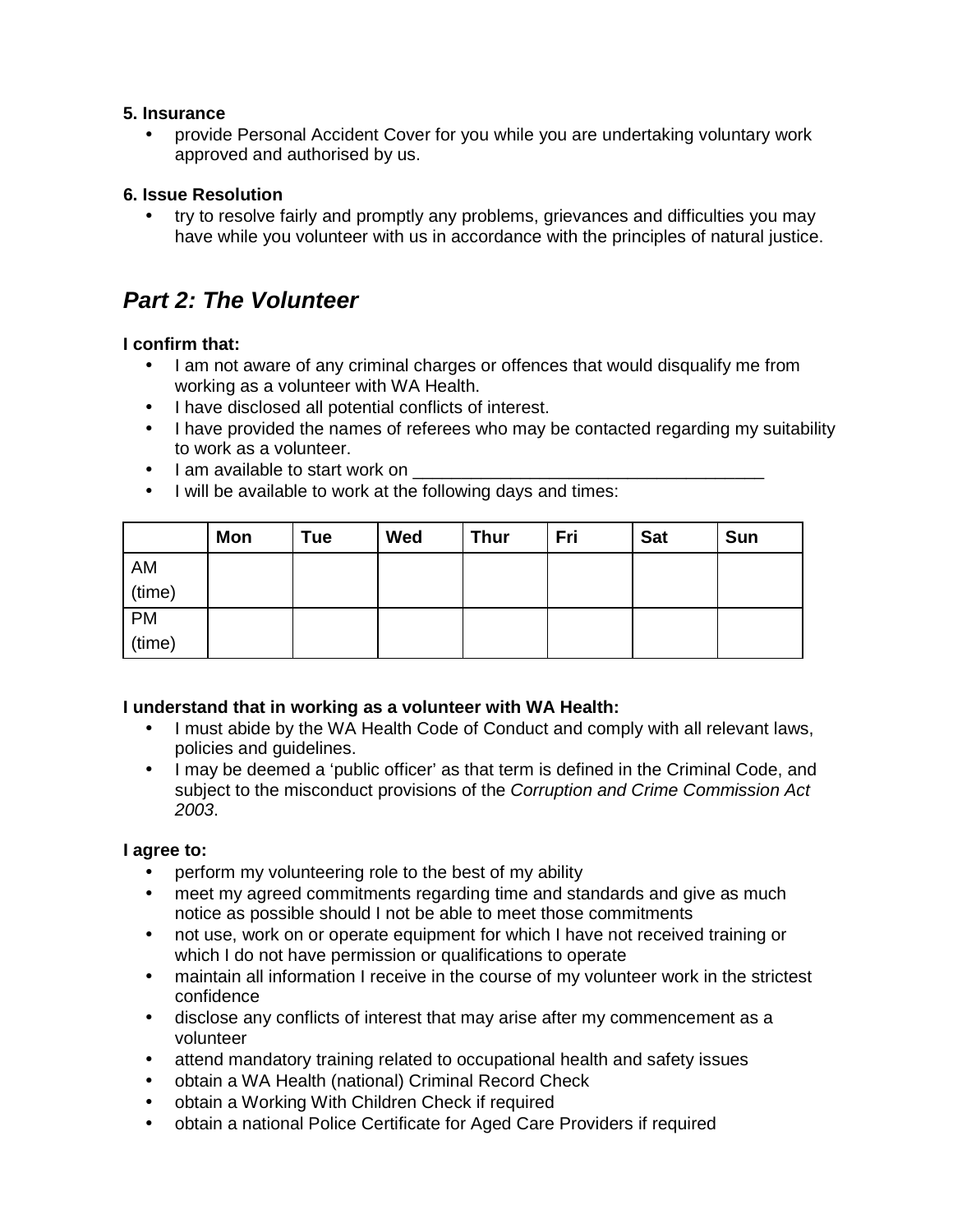**5. Insurance**

- provide Personal Accident Cover for you while you are undertaking voluntary work approved and authorised by us.

**6. Issue Resolution**

- try to resolve fairly and promptly any problems, grievances and difficulties you may have while you volunteer with us in accordance with the principles of natural justice.

## *Part 2: The Volunteer*

**I confirm that:**

- I am not aware of any criminal charges or offences that would disqualify me from working as a volunteer with WA Health.
- I have disclosed all potential conflicts of interest.
- I have provided the names of referees who may be contacted regarding my suitability to work as a volunteer.
- I am available to start work on ____________________________________
- I will be available to work at the following days and times:

| | Mon | Tue | Wed | Thur | Fri | Sat | Sun |
|---|---|---|---|---|---|---|---|
| AM (time) | | | | | | | |
| PM (time) | | | | | | | |

**I understand that in working as a volunteer with WA Health:**

- I must abide by the WA Health Code of Conduct and comply with all relevant laws, policies and guidelines.
- I may be deemed a 'public officer' as that term is defined in the Criminal Code, and subject to the misconduct provisions of the *Corruption and Crime Commission Act 2003*.

**I agree to:**

- perform my volunteering role to the best of my ability
- meet my agreed commitments regarding time and standards and give as much notice as possible should I not be able to meet those commitments
- not use, work on or operate equipment for which I have not received training or which I do not have permission or qualifications to operate
- maintain all information I receive in the course of my volunteer work in the strictest confidence
- disclose any conflicts of interest that may arise after my commencement as a volunteer
- attend mandatory training related to occupational health and safety issues
- obtain a WA Health (national) Criminal Record Check
- obtain a Working With Children Check if required
- obtain a national Police Certificate for Aged Care Providers if required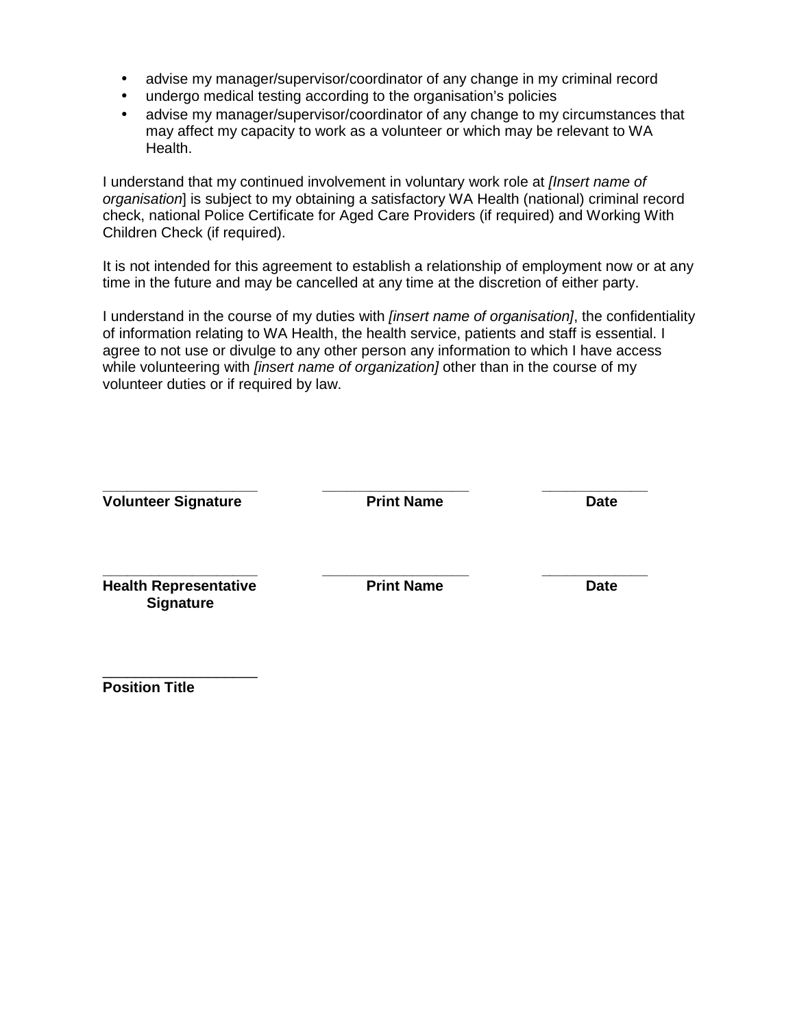- advise my manager/supervisor/coordinator of any change in my criminal record
- undergo medical testing according to the organisation's policies
- advise my manager/supervisor/coordinator of any change to my circumstances that may affect my capacity to work as a volunteer or which may be relevant to WA Health.

I understand that my continued involvement in voluntary work role at *[Insert name of organisation*] is subject to my obtaining a satisfactory WA Health (national) criminal record check, national Police Certificate for Aged Care Providers (if required) and Working With Children Check (if required).

It is not intended for this agreement to establish a relationship of employment now or at any time in the future and may be cancelled at any time at the discretion of either party.

I understand in the course of my duties with *[insert name of organisation]*, the confidentiality of information relating to WA Health, the health service, patients and staff is essential. I agree to not use or divulge to any other person any information to which I have access while volunteering with *[insert name of organization]* other than in the course of my volunteer duties or if required by law.

| | | |
|---|---|---|
| ___________________ | ___________________ | ____________ |
| **Volunteer Signature** | **Print Name** | **Date** |
| | | |
| ___________________ | ___________________ | ____________ |
| **Health Representative Signature** | **Print Name** | **Date** |

___________________
**Position Title**